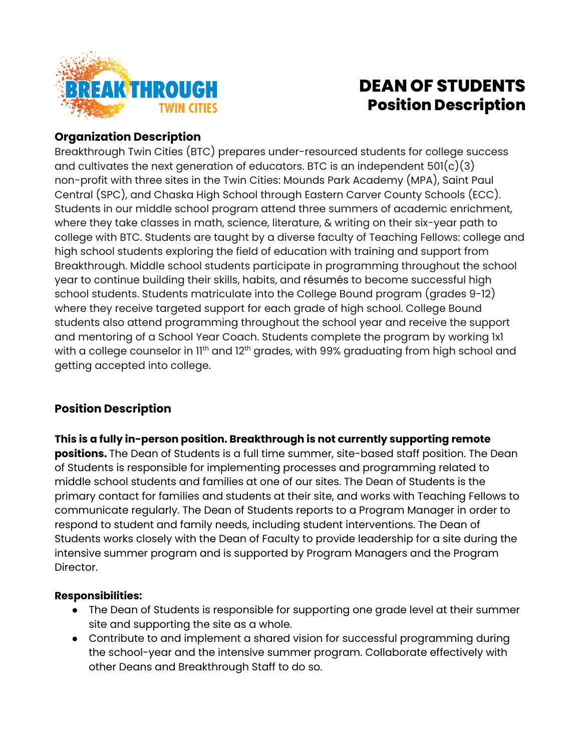# DEAN OF STUDENTS
## Position Description

### Organization Description

Breakthrough Twin Cities (BTC) prepares under-resourced students for college success and cultivates the next generation of educators. BTC is an independent 501(c)(3) non-profit with three sites in the Twin Cities: Mounds Park Academy (MPA), Saint Paul Central (SPC), and Chaska High School through Eastern Carver County Schools (ECC). Students in our middle school program attend three summers of academic enrichment, where they take classes in math, science, literature, & writing on their six-year path to college with BTC. Students are taught by a diverse faculty of Teaching Fellows: college and high school students exploring the field of education with training and support from Breakthrough. Middle school students participate in programming throughout the school year to continue building their skills, habits, and résumés to become successful high school students. Students matriculate into the College Bound program (grades 9-12) where they receive targeted support for each grade of high school. College Bound students also attend programming throughout the school year and receive the support and mentoring of a School Year Coach. Students complete the program by working 1x1 with a college counselor in 11th and 12th grades, with 99% graduating from high school and getting accepted into college.

### Position Description

**This is a fully in-person position. Breakthrough is not currently supporting remote positions.** The Dean of Students is a full time summer, site-based staff position. The Dean of Students is responsible for implementing processes and programming related to middle school students and families at one of our sites. The Dean of Students is the primary contact for families and students at their site, and works with Teaching Fellows to communicate regularly. The Dean of Students reports to a Program Manager in order to respond to student and family needs, including student interventions. The Dean of Students works closely with the Dean of Faculty to provide leadership for a site during the intensive summer program and is supported by Program Managers and the Program Director.

**Responsibilities:**

- The Dean of Students is responsible for supporting one grade level at their summer site and supporting the site as a whole.
- Contribute to and implement a shared vision for successful programming during the school-year and the intensive summer program. Collaborate effectively with other Deans and Breakthrough Staff to do so.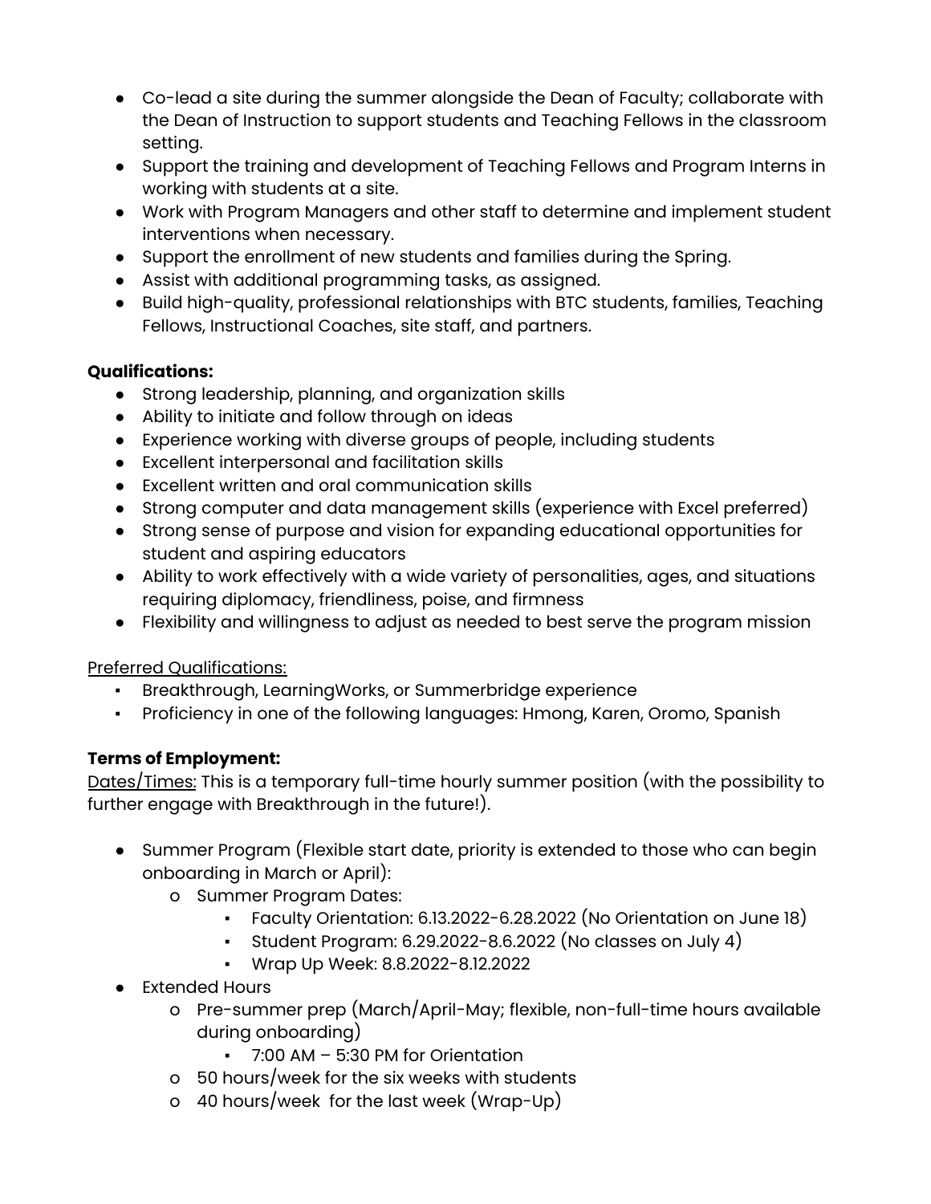- Co-lead a site during the summer alongside the Dean of Faculty; collaborate with the Dean of Instruction to support students and Teaching Fellows in the classroom setting.
- Support the training and development of Teaching Fellows and Program Interns in working with students at a site.
- Work with Program Managers and other staff to determine and implement student interventions when necessary.
- Support the enrollment of new students and families during the Spring.
- Assist with additional programming tasks, as assigned.
- Build high-quality, professional relationships with BTC students, families, Teaching Fellows, Instructional Coaches, site staff, and partners.

**Qualifications:**

- Strong leadership, planning, and organization skills
- Ability to initiate and follow through on ideas
- Experience working with diverse groups of people, including students
- Excellent interpersonal and facilitation skills
- Excellent written and oral communication skills
- Strong computer and data management skills (experience with Excel preferred)
- Strong sense of purpose and vision for expanding educational opportunities for student and aspiring educators
- Ability to work effectively with a wide variety of personalities, ages, and situations requiring diplomacy, friendliness, poise, and firmness
- Flexibility and willingness to adjust as needed to best serve the program mission

<u>Preferred Qualifications:</u>

- Breakthrough, LearningWorks, or Summerbridge experience
- Proficiency in one of the following languages: Hmong, Karen, Oromo, Spanish

**Terms of Employment:**

<u>Dates/Times:</u> This is a temporary full-time hourly summer position (with the possibility to further engage with Breakthrough in the future!).

- Summer Program (Flexible start date, priority is extended to those who can begin onboarding in March or April):
  - Summer Program Dates:
    - Faculty Orientation: 6.13.2022-6.28.2022 (No Orientation on June 18)
    - Student Program: 6.29.2022-8.6.2022 (No classes on July 4)
    - Wrap Up Week: 8.8.2022-8.12.2022
- Extended Hours
  - Pre-summer prep (March/April-May; flexible, non-full-time hours available during onboarding)
    - 7:00 AM – 5:30 PM for Orientation
  - 50 hours/week for the six weeks with students
  - 40 hours/week for the last week (Wrap-Up)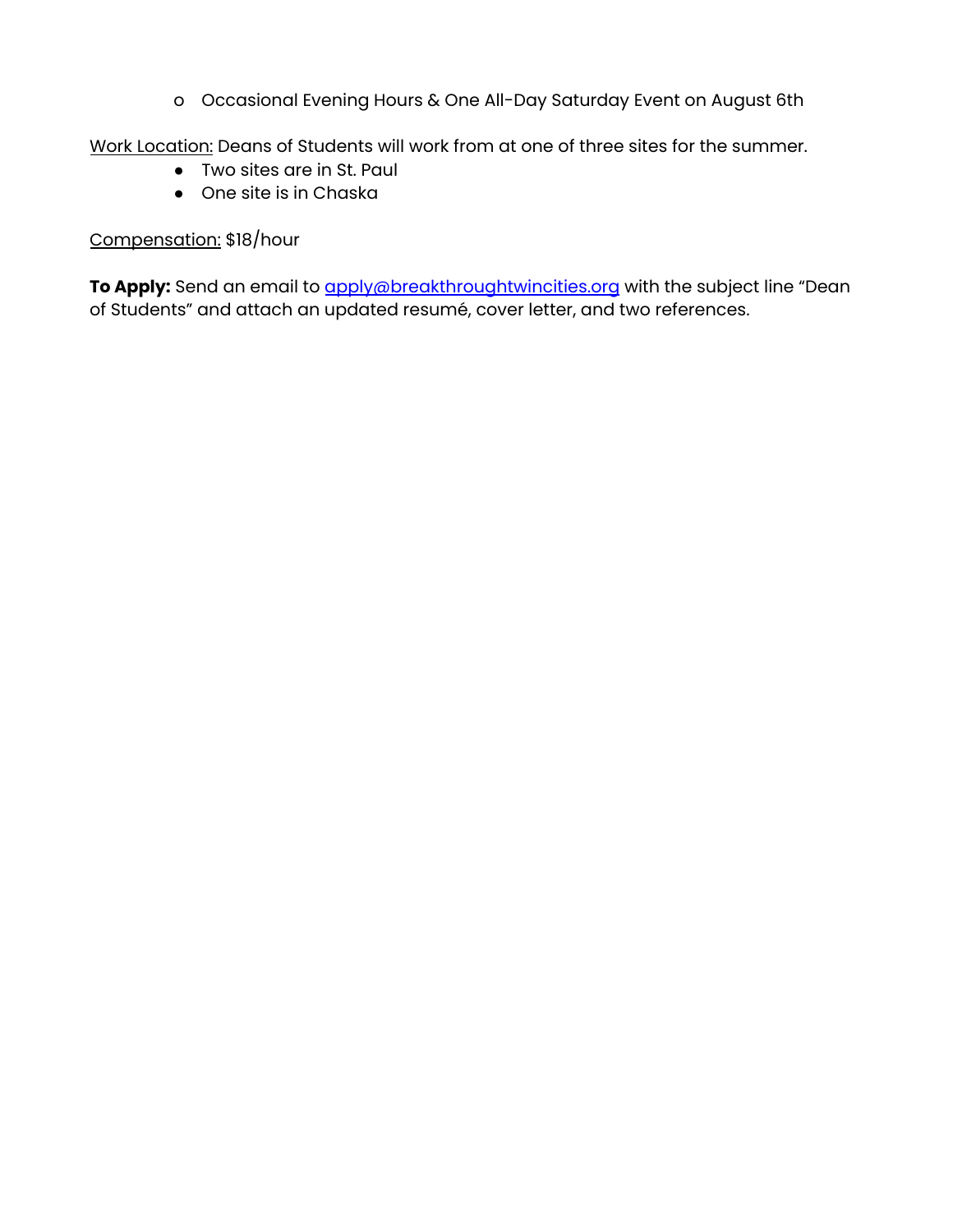- Occasional Evening Hours & One All-Day Saturday Event on August 6th

<u>Work Location:</u> Deans of Students will work from at one of three sites for the summer.

- Two sites are in St. Paul
- One site is in Chaska

<u>Compensation:</u> $18/hour

**To Apply:** Send an email to apply@breakthroughtwincities.org with the subject line "Dean of Students" and attach an updated resumé, cover letter, and two references.